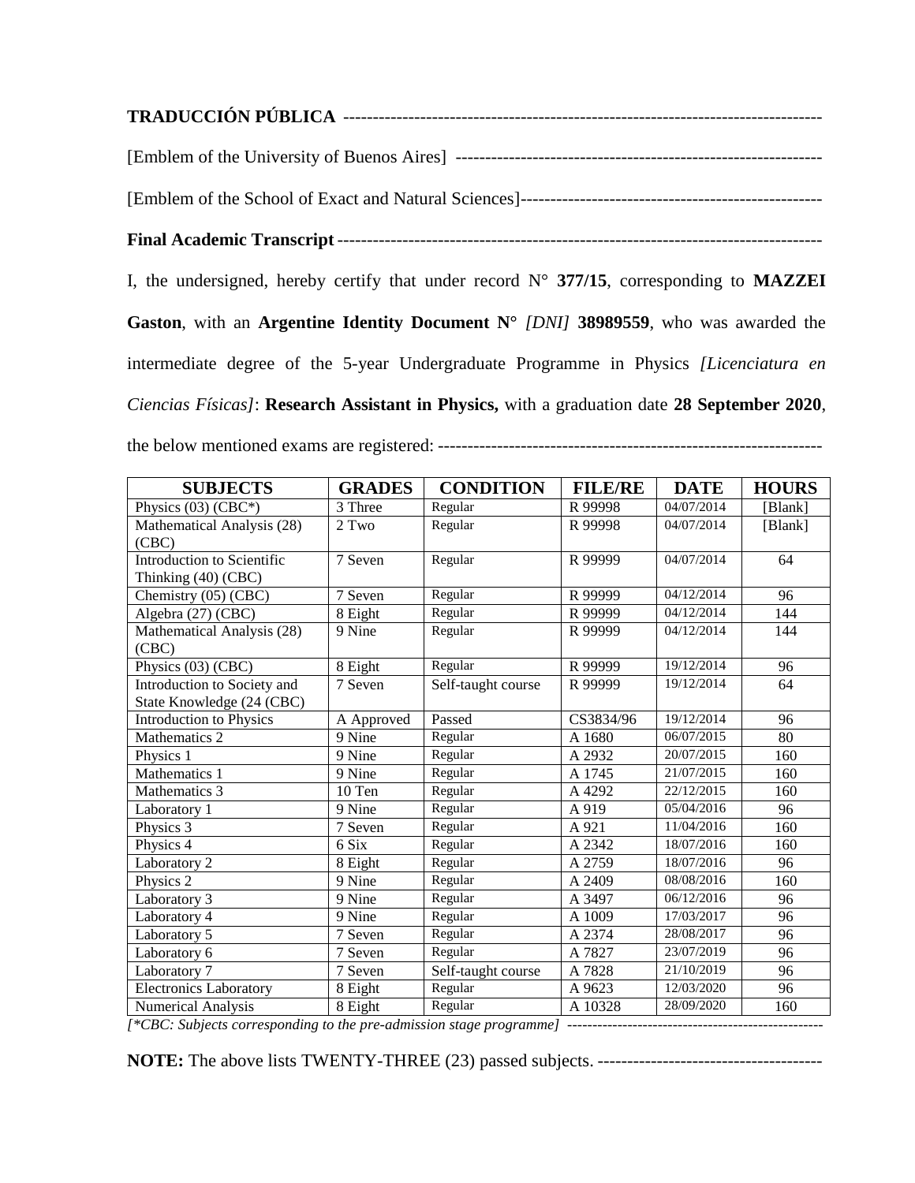**TRADUCCIÓN PÚBLICA** ---------------------------------------------------------------------------------

[Emblem of the University of Buenos Aires] ---------------------------------------------------------------

[Emblem of the School of Exact and Natural Sciences]---------------------------------------------------

**Final Academic Transcript** --------------------------------------------------------------------------------

I, the undersigned, hereby certify that under record N° **377/15**, corresponding to **MAZZEI Gaston**, with an **Argentine Identity Document N°** *[DNI]* **38989559**, who was awarded the intermediate degree of the 5-year Undergraduate Programme in Physics *[Licenciatura en Ciencias Físicas]*: **Research Assistant in Physics,** with a graduation date **28 September 2020**, the below mentioned exams are registered: -----------------------------------------------------------------

| SUBJECTS | GRADES | CONDITION | FILE/RE | DATE | HOURS |
|---|---|---|---|---|---|
| Physics (03) (CBC*) | 3 Three | Regular | R 99998 | 04/07/2014 | [Blank] |
| Mathematical Analysis (28) (CBC) | 2 Two | Regular | R 99998 | 04/07/2014 | [Blank] |
| Introduction to Scientific Thinking (40) (CBC) | 7 Seven | Regular | R 99999 | 04/07/2014 | 64 |
| Chemistry (05) (CBC) | 7 Seven | Regular | R 99999 | 04/12/2014 | 96 |
| Algebra (27) (CBC) | 8 Eight | Regular | R 99999 | 04/12/2014 | 144 |
| Mathematical Analysis (28) (CBC) | 9 Nine | Regular | R 99999 | 04/12/2014 | 144 |
| Physics (03) (CBC) | 8 Eight | Regular | R 99999 | 19/12/2014 | 96 |
| Introduction to Society and State Knowledge (24 (CBC) | 7 Seven | Self-taught course | R 99999 | 19/12/2014 | 64 |
| Introduction to Physics | A Approved | Passed | CS3834/96 | 19/12/2014 | 96 |
| Mathematics 2 | 9 Nine | Regular | A 1680 | 06/07/2015 | 80 |
| Physics 1 | 9 Nine | Regular | A 2932 | 20/07/2015 | 160 |
| Mathematics 1 | 9 Nine | Regular | A 1745 | 21/07/2015 | 160 |
| Mathematics 3 | 10 Ten | Regular | A 4292 | 22/12/2015 | 160 |
| Laboratory 1 | 9 Nine | Regular | A 919 | 05/04/2016 | 96 |
| Physics 3 | 7 Seven | Regular | A 921 | 11/04/2016 | 160 |
| Physics 4 | 6 Six | Regular | A 2342 | 18/07/2016 | 160 |
| Laboratory 2 | 8 Eight | Regular | A 2759 | 18/07/2016 | 96 |
| Physics 2 | 9 Nine | Regular | A 2409 | 08/08/2016 | 160 |
| Laboratory 3 | 9 Nine | Regular | A 3497 | 06/12/2016 | 96 |
| Laboratory 4 | 9 Nine | Regular | A 1009 | 17/03/2017 | 96 |
| Laboratory 5 | 7 Seven | Regular | A 2374 | 28/08/2017 | 96 |
| Laboratory 6 | 7 Seven | Regular | A 7827 | 23/07/2019 | 96 |
| Laboratory 7 | 7 Seven | Self-taught course | A 7828 | 21/10/2019 | 96 |
| Electronics Laboratory | 8 Eight | Regular | A 9623 | 12/03/2020 | 96 |
| Numerical Analysis | 8 Eight | Regular | A 10328 | 28/09/2020 | 160 |

*[*CBC: Subjects corresponding to the pre-admission stage programme]* ---------------------------------------------------

**NOTE:** The above lists TWENTY-THREE (23) passed subjects. --------------------------------------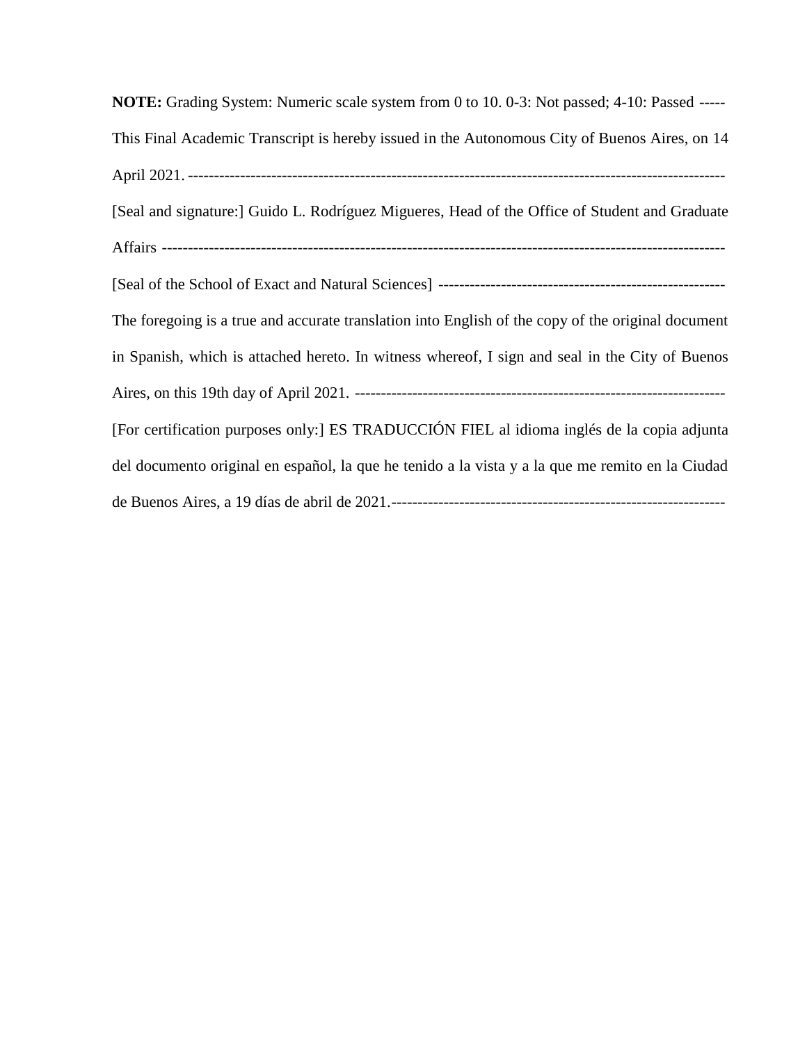**NOTE:** Grading System: Numeric scale system from 0 to 10. 0-3: Not passed; 4-10: Passed -----

This Final Academic Transcript is hereby issued in the Autonomous City of Buenos Aires, on 14 April 2021. ----------------------------------------------------------------------------------------------------

[Seal and signature:] Guido L. Rodríguez Migueres, Head of the Office of Student and Graduate Affairs ------------------------------------------------------------------------------------------------------------

[Seal of the School of Exact and Natural Sciences] -------------------------------------------------------

The foregoing is a true and accurate translation into English of the copy of the original document in Spanish, which is attached hereto. In witness whereof, I sign and seal in the City of Buenos Aires, on this 19th day of April 2021. ----------------------------------------------------------------------

[For certification purposes only:] ES TRADUCCIÓN FIEL al idioma inglés de la copia adjunta del documento original en español, la que he tenido a la vista y a la que me remito en la Ciudad de Buenos Aires, a 19 días de abril de 2021.-----------------------------------------------------------------